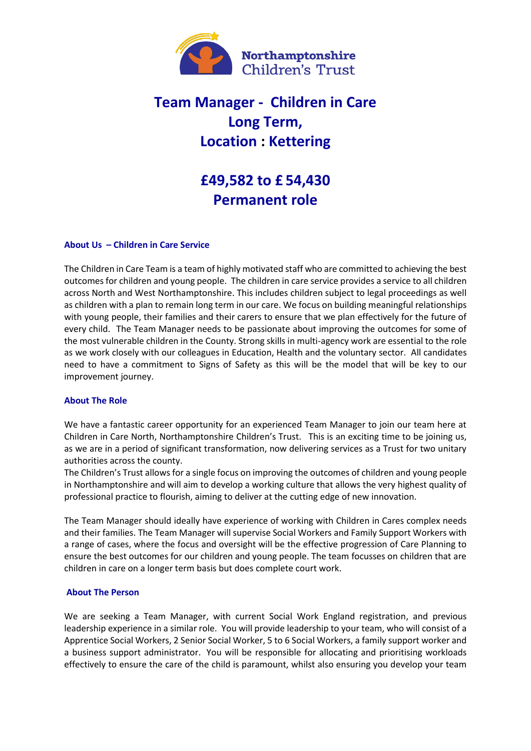Northamptonshire Children's Trust

# Team Manager - Children in Care Long Term, Location : Kettering

## £49,582 to £ 54,430 Permanent role

### About Us – Children in Care Service

The Children in Care Team is a team of highly motivated staff who are committed to achieving the best outcomes for children and young people. The children in care service provides a service to all children across North and West Northamptonshire. This includes children subject to legal proceedings as well as children with a plan to remain long term in our care. We focus on building meaningful relationships with young people, their families and their carers to ensure that we plan effectively for the future of every child. The Team Manager needs to be passionate about improving the outcomes for some of the most vulnerable children in the County. Strong skills in multi-agency work are essential to the role as we work closely with our colleagues in Education, Health and the voluntary sector. All candidates need to have a commitment to Signs of Safety as this will be the model that will be key to our improvement journey.

### About The Role

We have a fantastic career opportunity for an experienced Team Manager to join our team here at Children in Care North, Northamptonshire Children's Trust. This is an exciting time to be joining us, as we are in a period of significant transformation, now delivering services as a Trust for two unitary authorities across the county.

The Children's Trust allows for a single focus on improving the outcomes of children and young people in Northamptonshire and will aim to develop a working culture that allows the very highest quality of professional practice to flourish, aiming to deliver at the cutting edge of new innovation.

The Team Manager should ideally have experience of working with Children in Cares complex needs and their families. The Team Manager will supervise Social Workers and Family Support Workers with a range of cases, where the focus and oversight will be the effective progression of Care Planning to ensure the best outcomes for our children and young people. The team focusses on children that are children in care on a longer term basis but does complete court work.

### About The Person

We are seeking a Team Manager, with current Social Work England registration, and previous leadership experience in a similar role. You will provide leadership to your team, who will consist of a Apprentice Social Workers, 2 Senior Social Worker, 5 to 6 Social Workers, a family support worker and a business support administrator. You will be responsible for allocating and prioritising workloads effectively to ensure the care of the child is paramount, whilst also ensuring you develop your team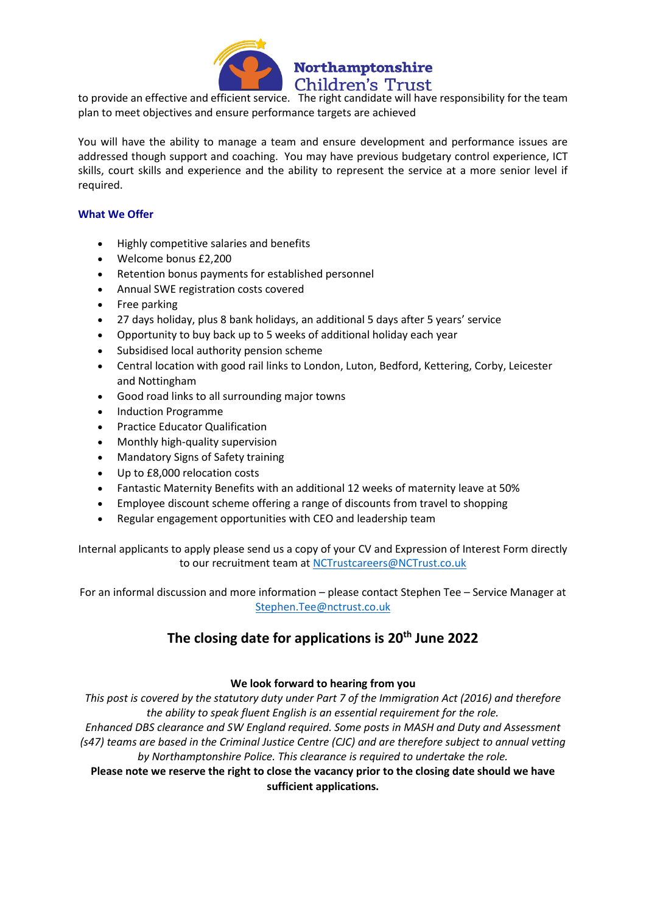to provide an effective and efficient service. The right candidate will have responsibility for the team plan to meet objectives and ensure performance targets are achieved

You will have the ability to manage a team and ensure development and performance issues are addressed though support and coaching. You may have previous budgetary control experience, ICT skills, court skills and experience and the ability to represent the service at a more senior level if required.

### What We Offer

- Highly competitive salaries and benefits
- Welcome bonus £2,200
- Retention bonus payments for established personnel
- Annual SWE registration costs covered
- Free parking
- 27 days holiday, plus 8 bank holidays, an additional 5 days after 5 years' service
- Opportunity to buy back up to 5 weeks of additional holiday each year
- Subsidised local authority pension scheme
- Central location with good rail links to London, Luton, Bedford, Kettering, Corby, Leicester and Nottingham
- Good road links to all surrounding major towns
- Induction Programme
- Practice Educator Qualification
- Monthly high-quality supervision
- Mandatory Signs of Safety training
- Up to £8,000 relocation costs
- Fantastic Maternity Benefits with an additional 12 weeks of maternity leave at 50%
- Employee discount scheme offering a range of discounts from travel to shopping
- Regular engagement opportunities with CEO and leadership team

Internal applicants to apply please send us a copy of your CV and Expression of Interest Form directly to our recruitment team at NCTrustcareers@NCTrust.co.uk

For an informal discussion and more information – please contact Stephen Tee – Service Manager at Stephen.Tee@nctrust.co.uk

## The closing date for applications is 20th June 2022

**We look forward to hearing from you**

*This post is covered by the statutory duty under Part 7 of the Immigration Act (2016) and therefore the ability to speak fluent English is an essential requirement for the role.*

*Enhanced DBS clearance and SW England required. Some posts in MASH and Duty and Assessment (s47) teams are based in the Criminal Justice Centre (CJC) and are therefore subject to annual vetting by Northamptonshire Police. This clearance is required to undertake the role.*

**Please note we reserve the right to close the vacancy prior to the closing date should we have sufficient applications.**